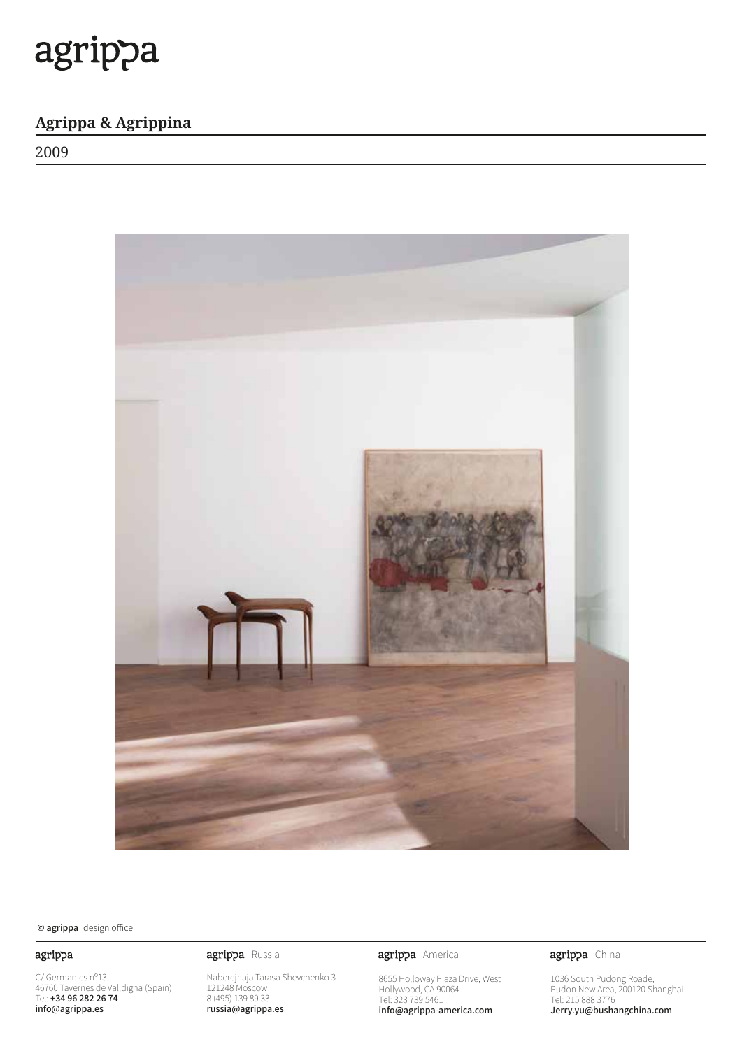# agrippa

## Agrippa & Agrippina

2009

© agrippa_design office

**agrippa**

C/ Germanies nº13.
46760 Tavernes de Valldigna (Spain)
Tel: **+34 96 282 26 74**
**info@agrippa.es**

**agrippa** _Russia

Naberejnaja Tarasa Shevchenko 3
121248 Moscow
8 (495) 139 89 33
**russia@agrippa.es**

**agrippa** _America

8655 Holloway Plaza Drive, West
Hollywood, CA 90064
Tel: 323 739 5461
**info@agrippa-america.com**

**agrippa** _China

1036 South Pudong Roade,
Pudon New Area, 200120 Shanghai
Tel: 215 888 3776
**Jerry.yu@bushangchina.com**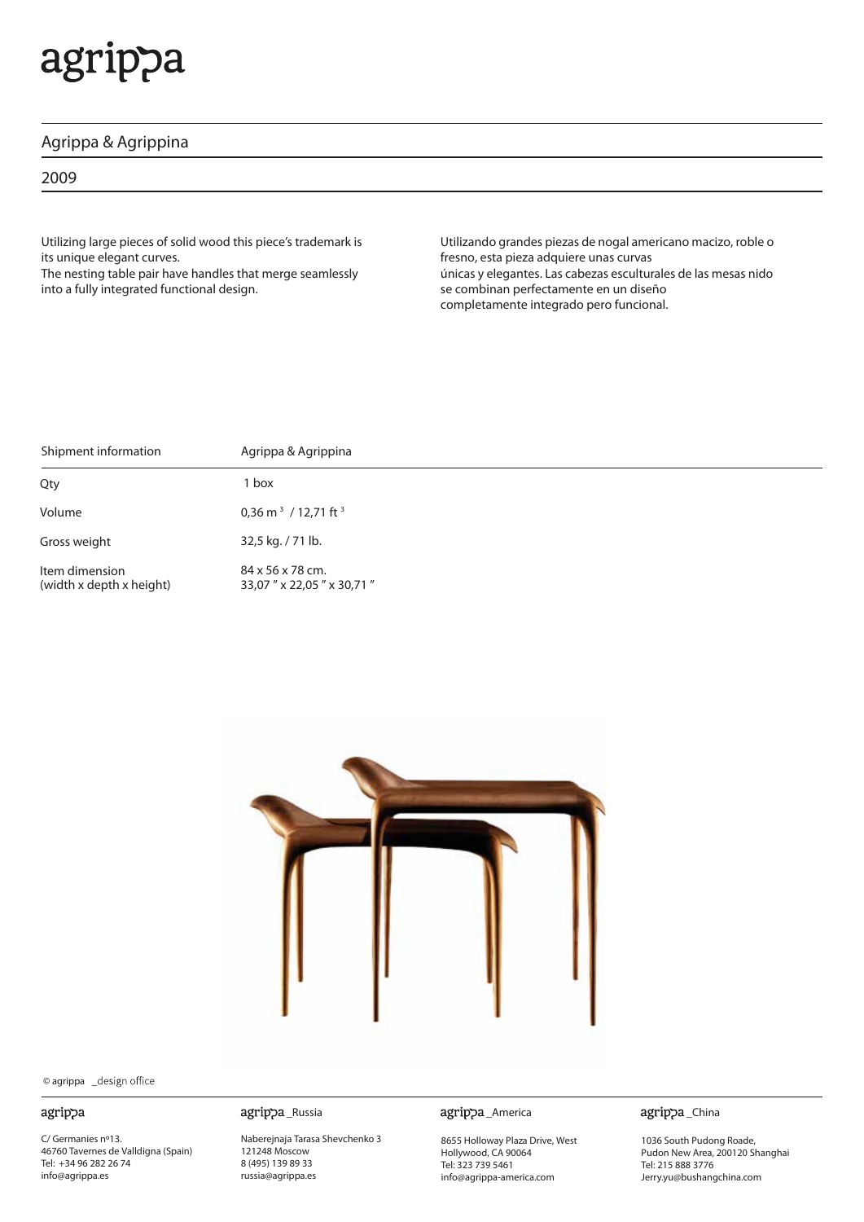# agrippa

## Agrippa & Agrippina

2009

Utilizing large pieces of solid wood this piece's trademark is its unique elegant curves.
The nesting table pair have handles that merge seamlessly into a fully integrated functional design.

Utilizando grandes piezas de nogal americano macizo, roble o fresno, esta pieza adquiere unas curvas únicas y elegantes. Las cabezas esculturales de las mesas nido se combinan perfectamente en un diseño completamente integrado pero funcional.

| Shipment information | Agrippa & Agrippina |
|---|---|
| Qty | 1 box |
| Volume | 0,36 m$^3$ / 12,71 ft$^3$ |
| Gross weight | 32,5 kg. / 71 lb. |
| Item dimension (width x depth x height) | 84 x 56 x 78 cm. 33,07 " x 22,05 " x 30,71 " |

© agrippa _design office

**agrippa**
C/ Germanies nº13.
46760 Tavernes de Valldigna (Spain)
Tel: +34 96 282 26 74
info@agrippa.es

**agrippa _Russia**
Naberejnaja Tarasa Shevchenko 3
121248 Moscow
8 (495) 139 89 33
russia@agrippa.es

**agrippa _America**
8655 Holloway Plaza Drive, West
Hollywood, CA 90064
Tel: 323 739 5461
info@agrippa-america.com

**agrippa _China**
1036 South Pudong Roade,
Pudon New Area, 200120 Shanghai
Tel: 215 888 3776
Jerry.yu@bushangchina.com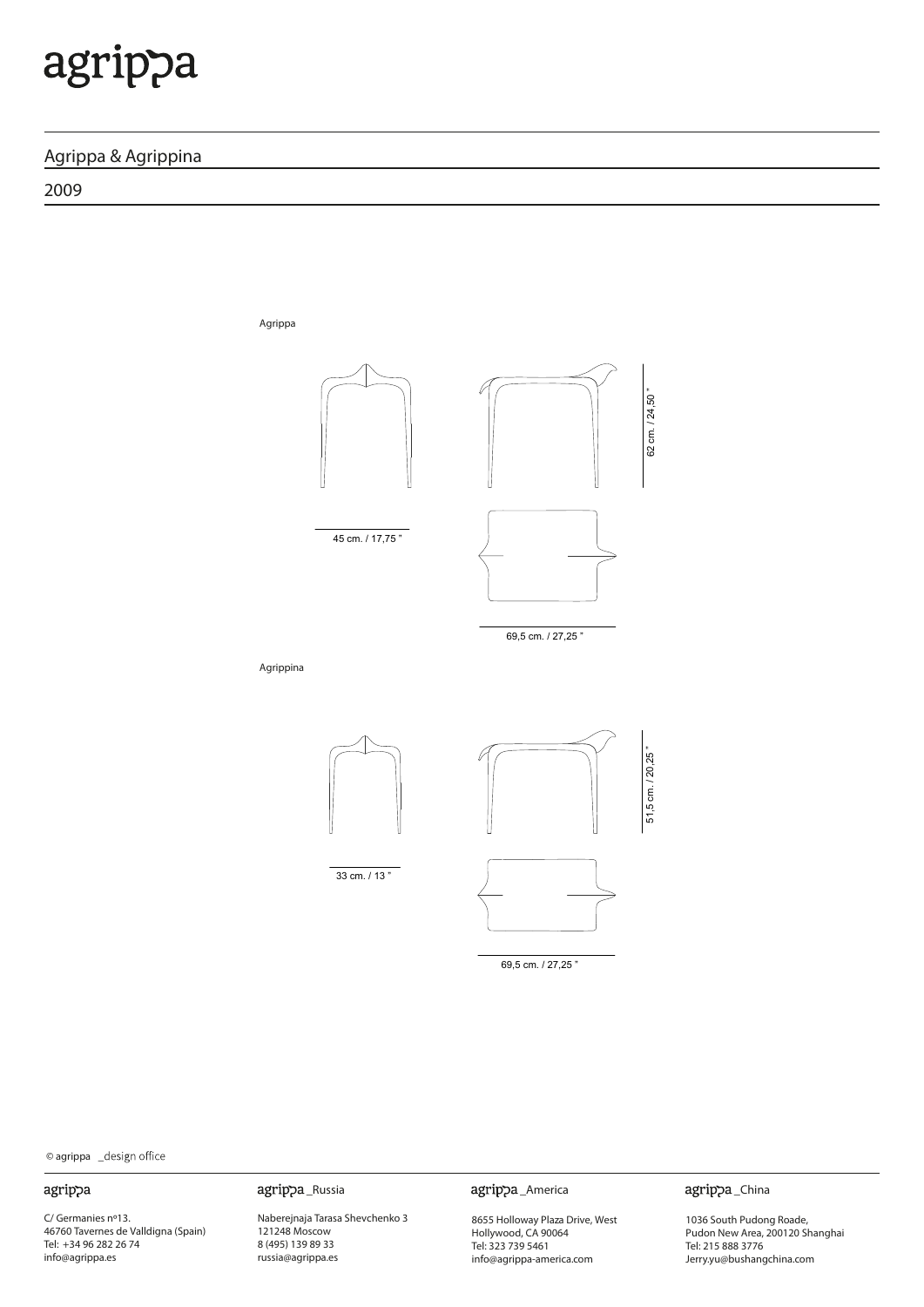# agrippa

## Agrippa & Agrippina

2009

Agrippa

62 cm. / 24,50 "

45 cm. / 17,75 "

69,5 cm. / 27,25 "

Agrippina

51,5 cm. / 20,25 "

33 cm. / 13 "

69,5 cm. / 27,25 "

© agrippa _design office

**agrippa**

C/ Germanies nº13.
46760 Tavernes de Valldigna (Spain)
Tel: +34 96 282 26 74
info@agrippa.es

**agrippa _Russia**

Naberejnaja Tarasa Shevchenko 3
121248 Moscow
8 (495) 139 89 33
russia@agrippa.es

**agrippa _America**

8655 Holloway Plaza Drive, West
Hollywood, CA 90064
Tel: 323 739 5461
info@agrippa-america.com

**agrippa _China**

1036 South Pudong Roade,
Pudon New Area, 200120 Shanghai
Tel: 215 888 3776
Jerry.yu@bushangchina.com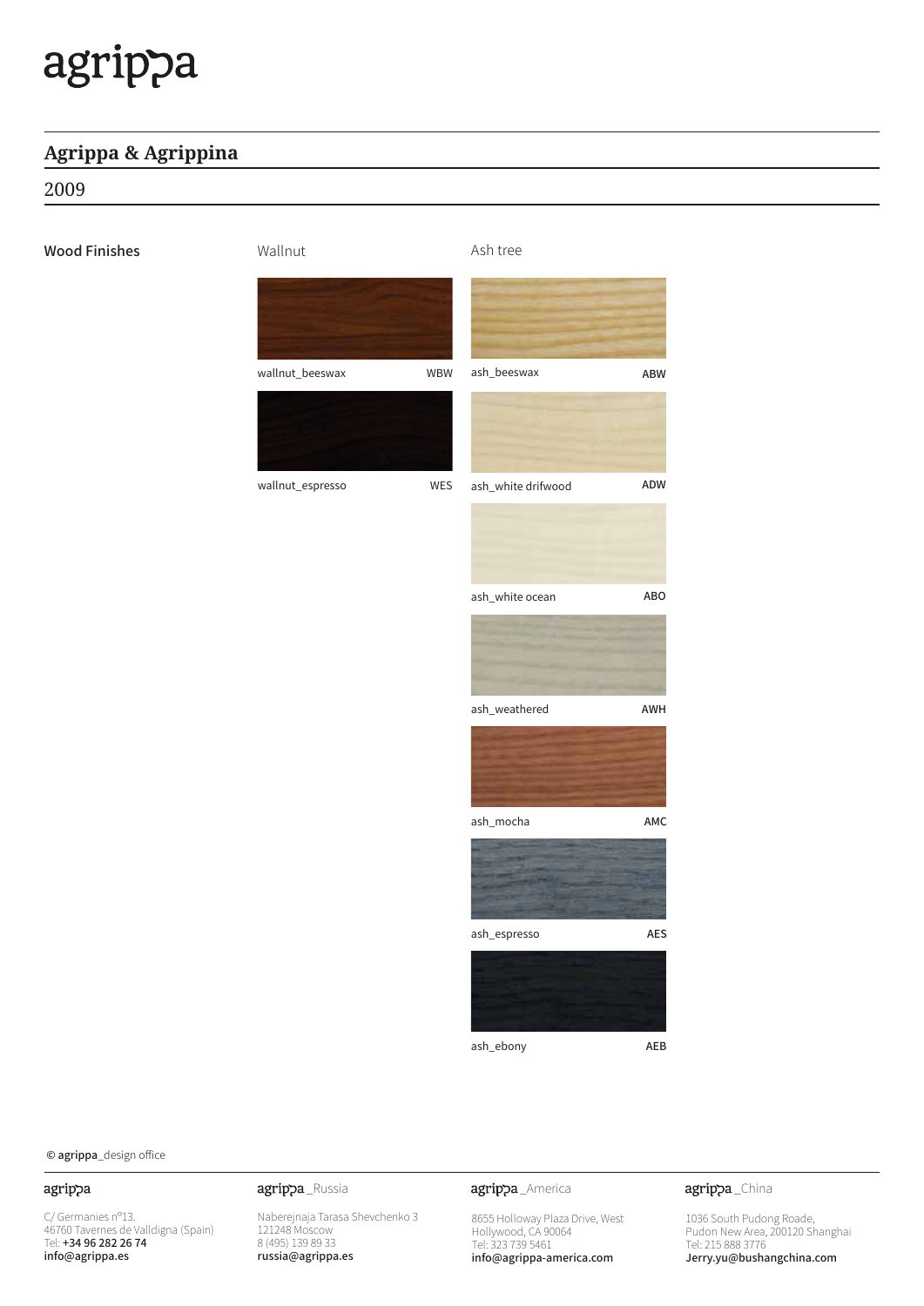agrippa

## Agrippa & Agrippina

2009

### Wood Finishes

**Wallnut**

| Finish | Code |
| --- | --- |
| wallnut_beeswax | WBW |
| wallnut_espresso | WES |

**Ash tree**

| Finish | Code |
| --- | --- |
| ash_beeswax | ABW |
| ash_white drifwood | ADW |
| ash_white ocean | ABO |
| ash_weathered | AWH |
| ash_mocha | AMC |
| ash_espresso | AES |
| ash_ebony | AEB |

© **agrippa**_design office

**agrippa**
C/ Germanies nº13.
46760 Tavernes de Valldigna (Spain)
Tel: **+34 96 282 26 74**
**info@agrippa.es**

**agrippa**_Russia
Naberejnaja Tarasa Shevchenko 3
121248 Moscow
8 (495) 139 89 33
**russia@agrippa.es**

**agrippa**_America
8655 Holloway Plaza Drive, West
Hollywood, CA 90064
Tel: 323 739 5461
**info@agrippa-america.com**

**agrippa**_China
1036 South Pudong Roade,
Pudon New Area, 200120 Shanghai
Tel: 215 888 3776
**Jerry.yu@bushangchina.com**